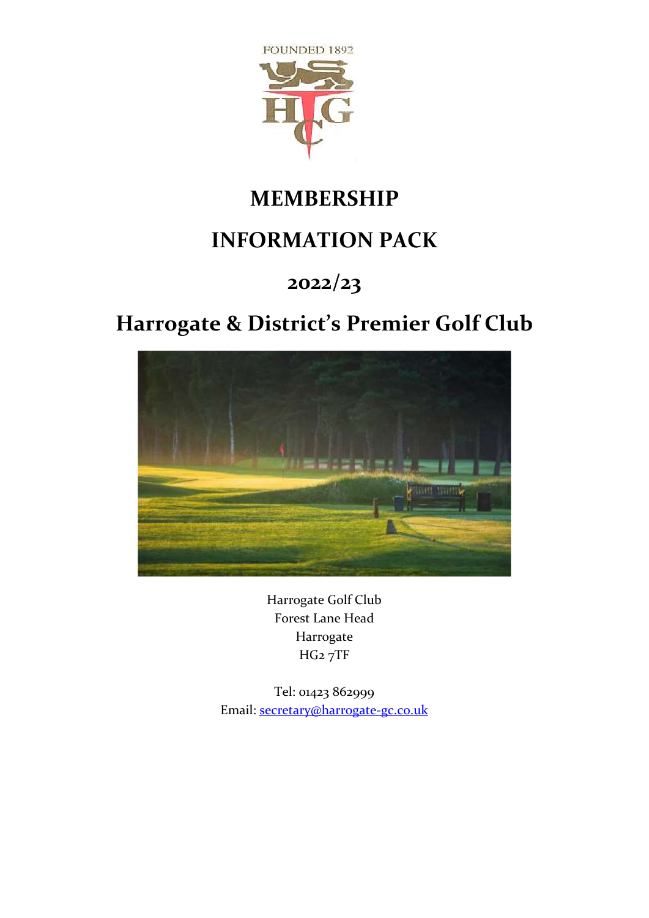FOUNDED 1892

# MEMBERSHIP

# INFORMATION PACK

## 2022/23

## Harrogate & District's Premier Golf Club

Harrogate Golf Club
Forest Lane Head
Harrogate
HG2 7TF

Tel: 01423 862999
Email: secretary@harrogate-gc.co.uk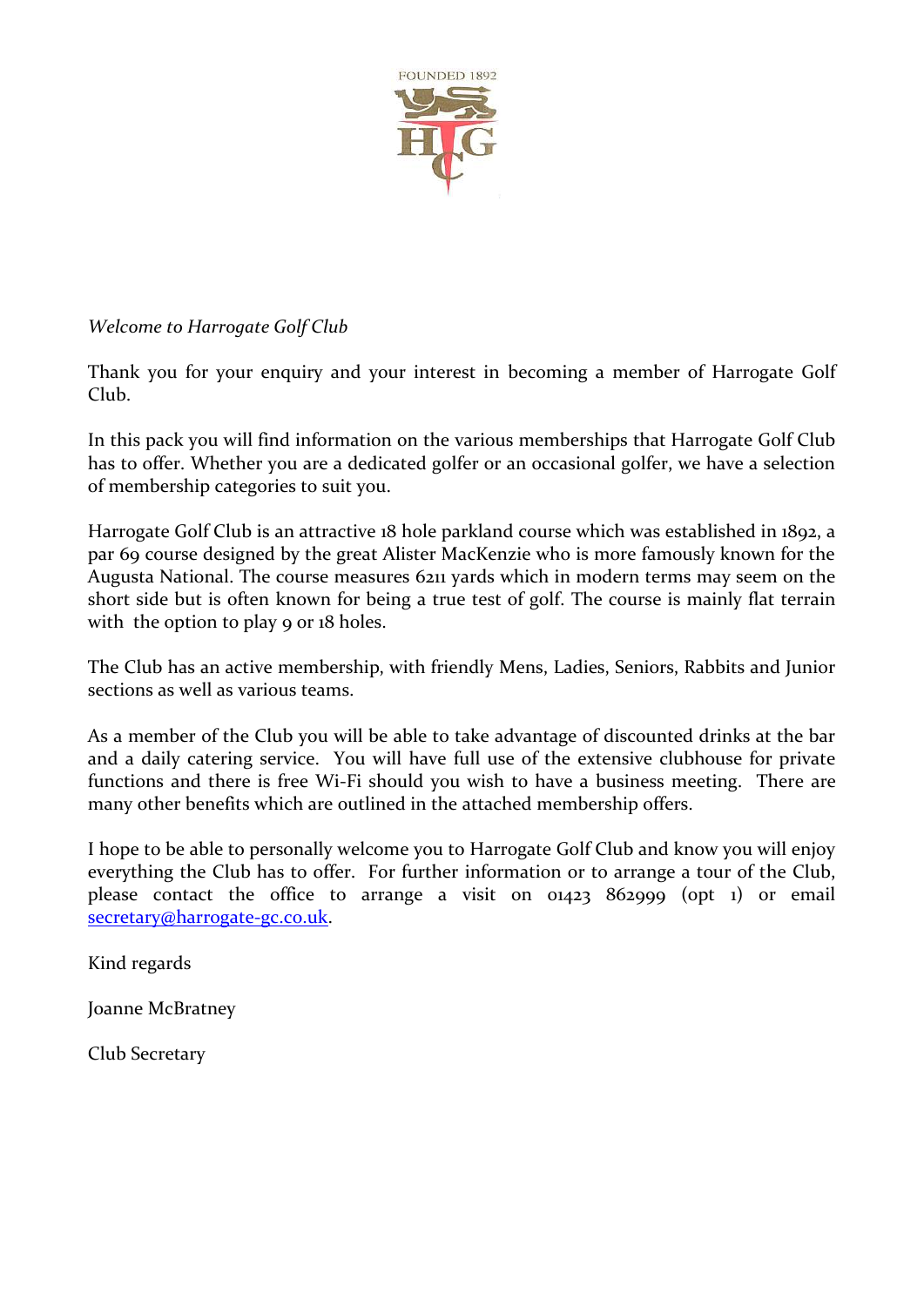*Welcome to Harrogate Golf Club*

Thank you for enquiry and your interest in becoming a member of Harrogate Golf Club.

In this pack you will find information on the various memberships that Harrogate Golf Club has to offer. Whether you are a dedicated golfer or an occasional golfer, we have a selection of membership categories to suit you.

Harrogate Golf Club is an attractive 18 hole parkland course which was established in 1892, a par 69 course designed by the great Alister MacKenzie who is more famously known for the Augusta National. The course measures 6211 yards which in modern terms may seem on the short side but is often known for being a true test of golf. The course is mainly flat terrain with the option to play 9 or 18 holes.

The Club has an active membership, with friendly Mens, Ladies, Seniors, Rabbits and Junior sections as well as various teams.

As a member of the Club you will be able to take advantage of discounted drinks at the bar and a daily catering service. You will have full use of the extensive clubhouse for private functions and there is free Wi-Fi should you wish to have a business meeting. There are many other benefits which are outlined in the attached membership offers.

I hope to be able to personally welcome you to Harrogate Golf Club and know you will enjoy everything the Club has to offer. For further information or to arrange a tour of the Club, please contact the office to arrange a visit on 01423 862999 (opt 1) or email secretary@harrogate-gc.co.uk.

Kind regards

Joanne McBratney

Club Secretary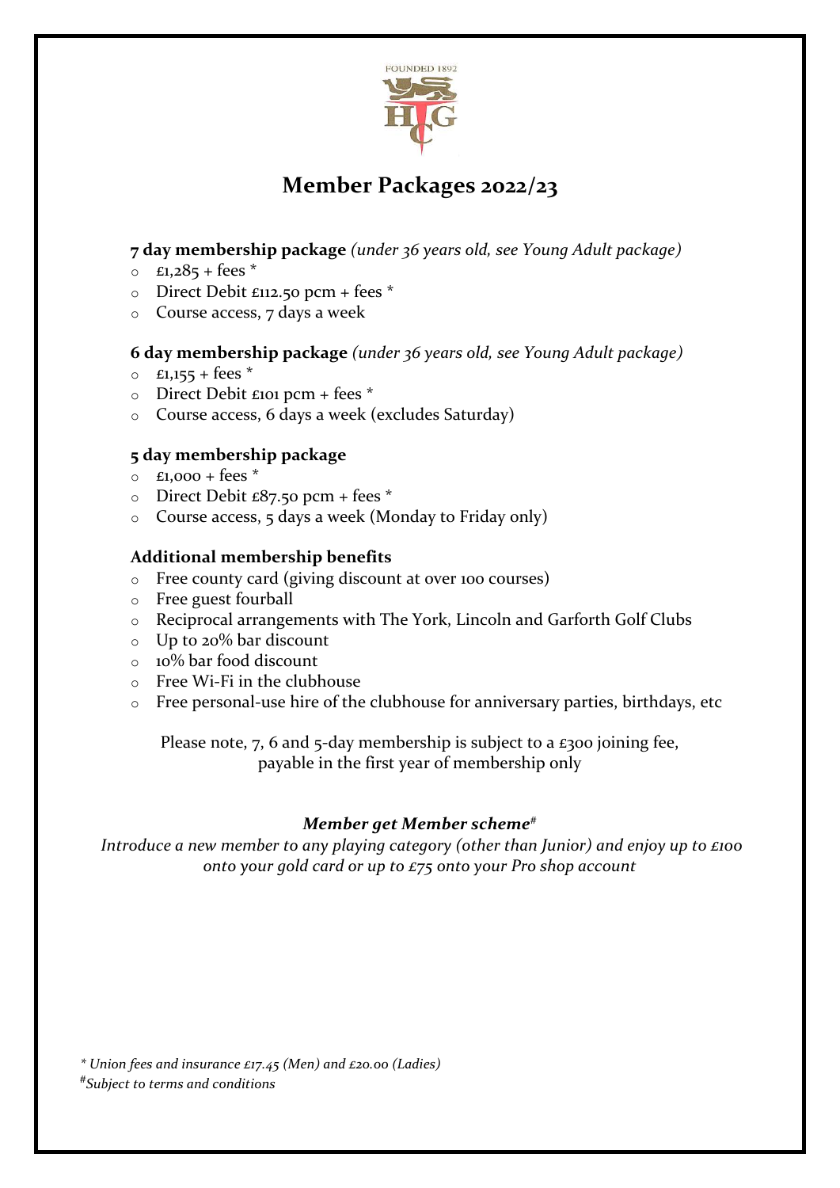FOUNDED 1892

HGC

# Member Packages 2022/23

**7 day membership package** *(under 36 years old, see Young Adult package)*

- £1,285 + fees *
- Direct Debit £112.50 pcm + fees *
- Course access, 7 days a week

**6 day membership package** *(under 36 years old, see Young Adult package)*

- £1,155 + fees *
- Direct Debit £101 pcm + fees *
- Course access, 6 days a week (excludes Saturday)

**5 day membership package**

- £1,000 + fees *
- Direct Debit £87.50 pcm + fees *
- Course access, 5 days a week (Monday to Friday only)

**Additional membership benefits**

- Free county card (giving discount at over 100 courses)
- Free guest fourball
- Reciprocal arrangements with The York, Lincoln and Garforth Golf Clubs
- Up to 20% bar discount
- 10% bar food discount
- Free Wi-Fi in the clubhouse
- Free personal-use hire of the clubhouse for anniversary parties, birthdays, etc

Please note, 7, 6 and 5-day membership is subject to a £300 joining fee, payable in the first year of membership only

***Member get Member scheme#***

*Introduce a new member to any playing category (other than Junior) and enjoy up to £100 onto your gold card or up to £75 onto your Pro shop account*

*\* Union fees and insurance £17.45 (Men) and £20.00 (Ladies)*

*#Subject to terms and conditions*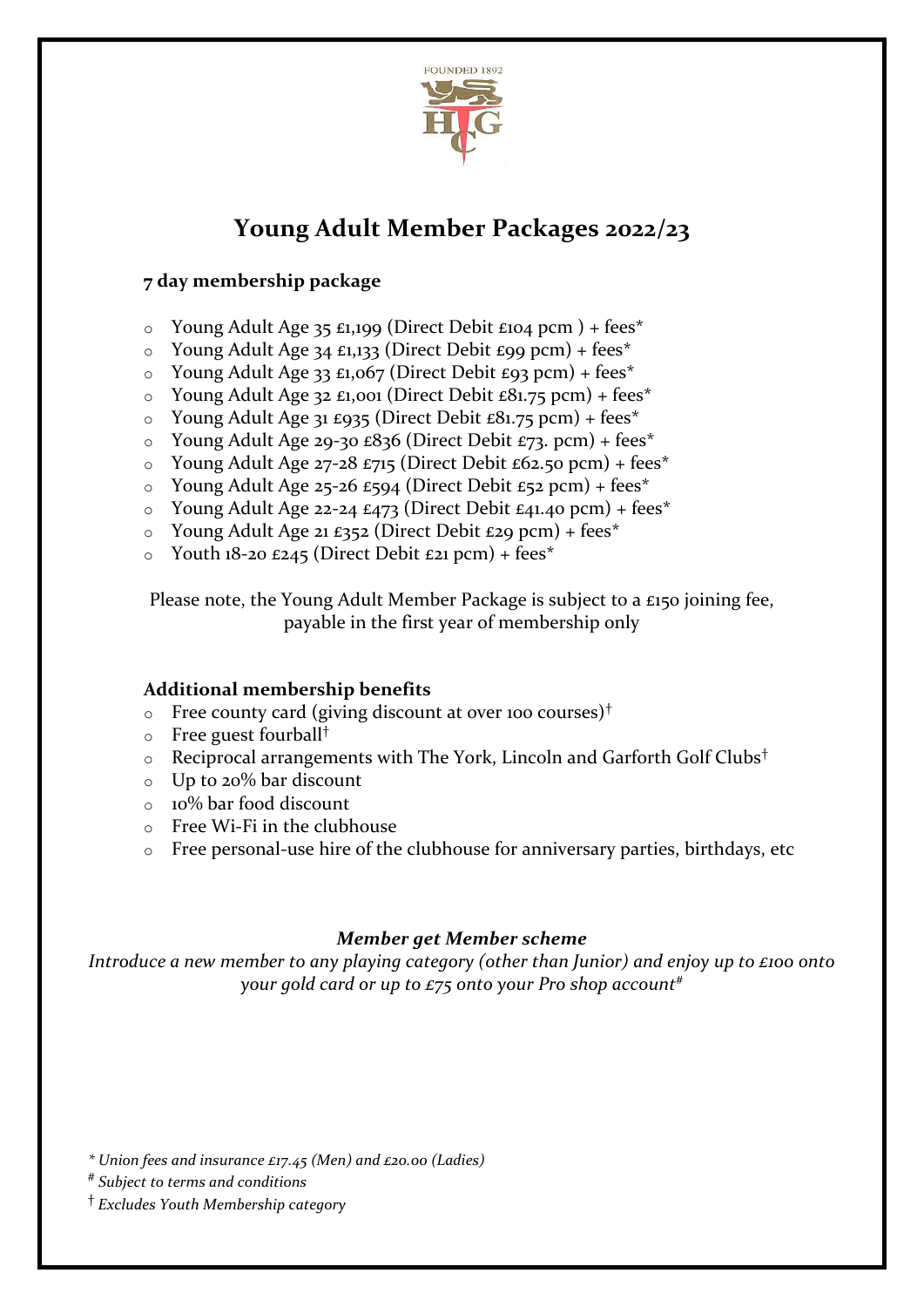FOUNDED 1892

# Young Adult Member Packages 2022/23

### 7 day membership package

- Young Adult Age 35 £1,199 (Direct Debit £104 pcm ) + fees*
- Young Adult Age 34 £1,133 (Direct Debit £99 pcm) + fees*
- Young Adult Age 33 £1,067 (Direct Debit £93 pcm) + fees*
- Young Adult Age 32 £1,001 (Direct Debit £81.75 pcm) + fees*
- Young Adult Age 31 £935 (Direct Debit £81.75 pcm) + fees*
- Young Adult Age 29-30 £836 (Direct Debit £73. pcm) + fees*
- Young Adult Age 27-28 £715 (Direct Debit £62.50 pcm) + fees*
- Young Adult Age 25-26 £594 (Direct Debit £52 pcm) + fees*
- Young Adult Age 22-24 £473 (Direct Debit £41.40 pcm) + fees*
- Young Adult Age 21 £352 (Direct Debit £29 pcm) + fees*
- Youth 18-20 £245 (Direct Debit £21 pcm) + fees*

Please note, the Young Adult Member Package is subject to a £150 joining fee, payable in the first year of membership only

### Additional membership benefits

- Free county card (giving discount at over 100 courses)†
- Free guest fourball†
- Reciprocal arrangements with The York, Lincoln and Garforth Golf Clubs†
- Up to 20% bar discount
- 10% bar food discount
- Free Wi-Fi in the clubhouse
- Free personal-use hire of the clubhouse for anniversary parties, birthdays, etc

***Member get Member scheme***

*Introduce a new member to any playing category (other than Junior) and enjoy up to £100 onto your gold card or up to £75 onto your Pro shop account#*

*\* Union fees and insurance £17.45 (Men) and £20.00 (Ladies)*

*# Subject to terms and conditions*

*† Excludes Youth Membership category*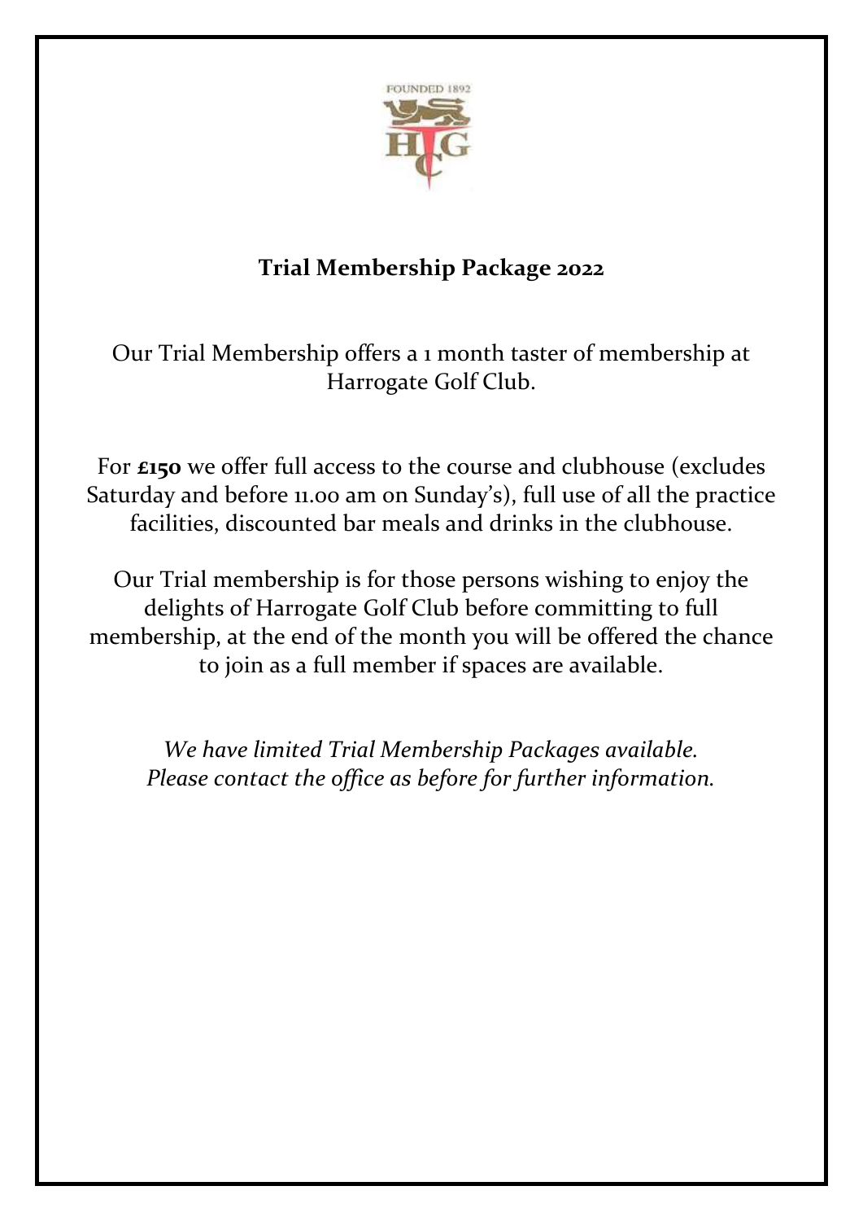FOUNDED 1892

HTGC

## Trial Membership Package 2022

Our Trial Membership offers a 1 month taster of membership at Harrogate Golf Club.

For **£150** we offer full access to the course and clubhouse (excludes Saturday and before 11.00 am on Sunday's), full use of all the practice facilities, discounted bar meals and drinks in the clubhouse.

Our Trial membership is for those persons wishing to enjoy the delights of Harrogate Golf Club before committing to full membership, at the end of the month you will be offered the chance to join as a full member if spaces are available.

*We have limited Trial Membership Packages available.*
*Please contact the office as before for further information.*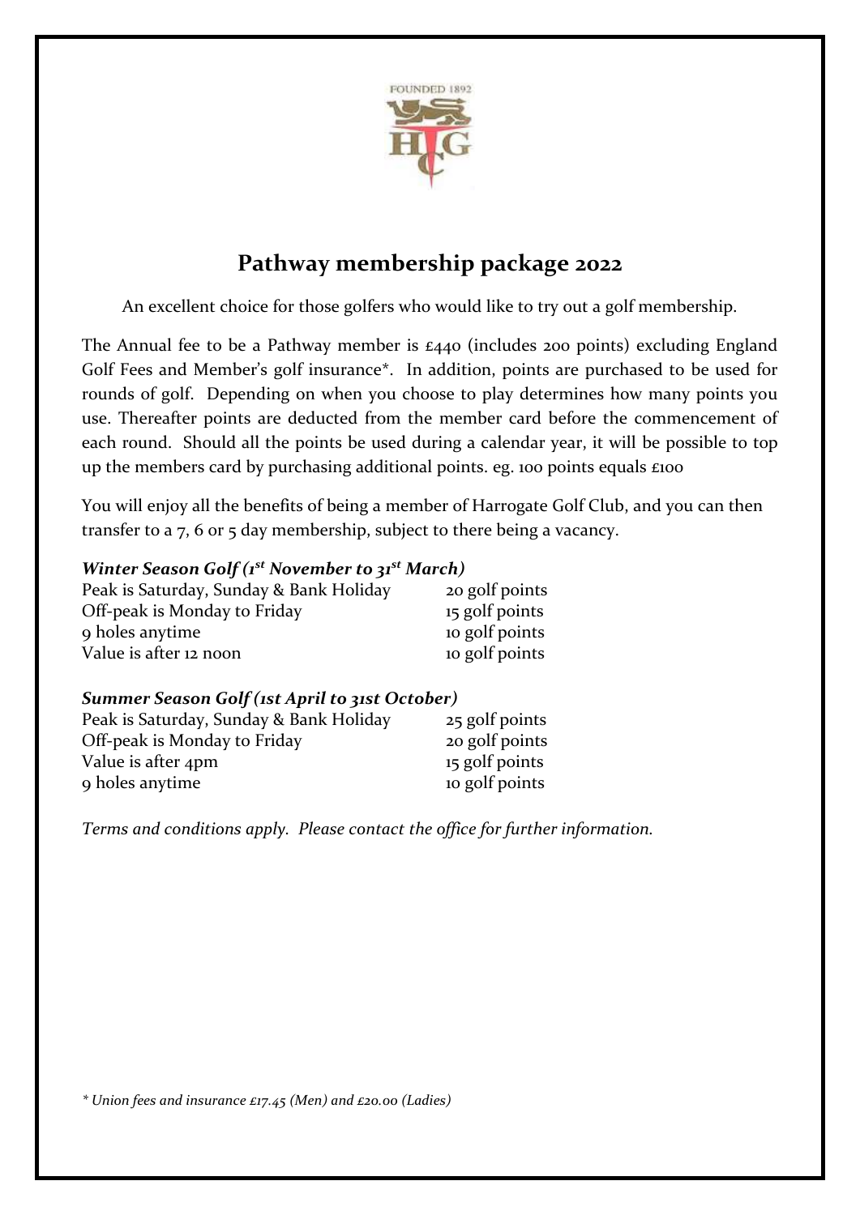# Pathway membership package 2022

An excellent choice for those golfers who would like to try out a golf membership.

The Annual fee to be a Pathway member is £440 (includes 200 points) excluding England Golf Fees and Member's golf insurance*. In addition, points are purchased to be used for rounds of golf. Depending on when you choose to play determines how many points you use. Thereafter points are deducted from the member card before the commencement of each round. Should all the points be used during a calendar year, it will be possible to top up the members card by purchasing additional points. eg. 100 points equals £100

You will enjoy all the benefits of being a member of Harrogate Golf Club, and you can then transfer to a 7, 6 or 5 day membership, subject to there being a vacancy.

***Winter Season Golf (1st November to 31st March)***

| | |
|---|---|
| Peak is Saturday, Sunday & Bank Holiday | 20 golf points |
| Off-peak is Monday to Friday | 15 golf points |
| 9 holes anytime | 10 golf points |
| Value is after 12 noon | 10 golf points |

***Summer Season Golf (1st April to 31st October)***

| | |
|---|---|
| Peak is Saturday, Sunday & Bank Holiday | 25 golf points |
| Off-peak is Monday to Friday | 20 golf points |
| Value is after 4pm | 15 golf points |
| 9 holes anytime | 10 golf points |

*Terms and conditions apply. Please contact the office for further information.*

*\* Union fees and insurance £17.45 (Men) and £20.00 (Ladies)*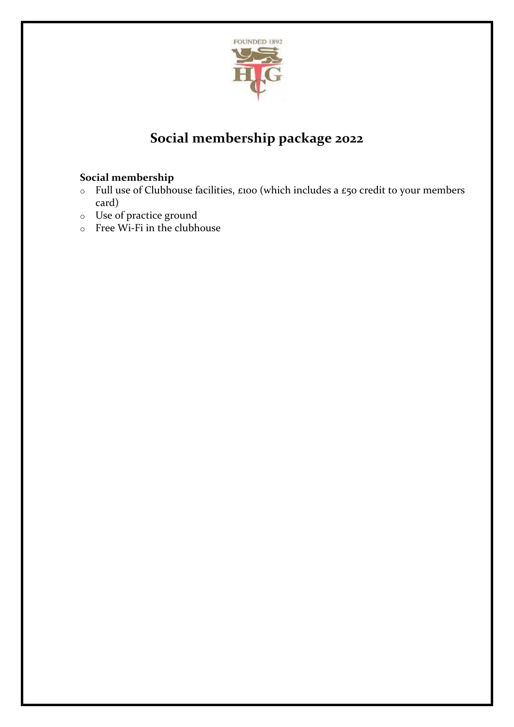# Social membership package 2022

**Social membership**

- Full use of Clubhouse facilities, £100 (which includes a £50 credit to your members card)
- Use of practice ground
- Free Wi-Fi in the clubhouse